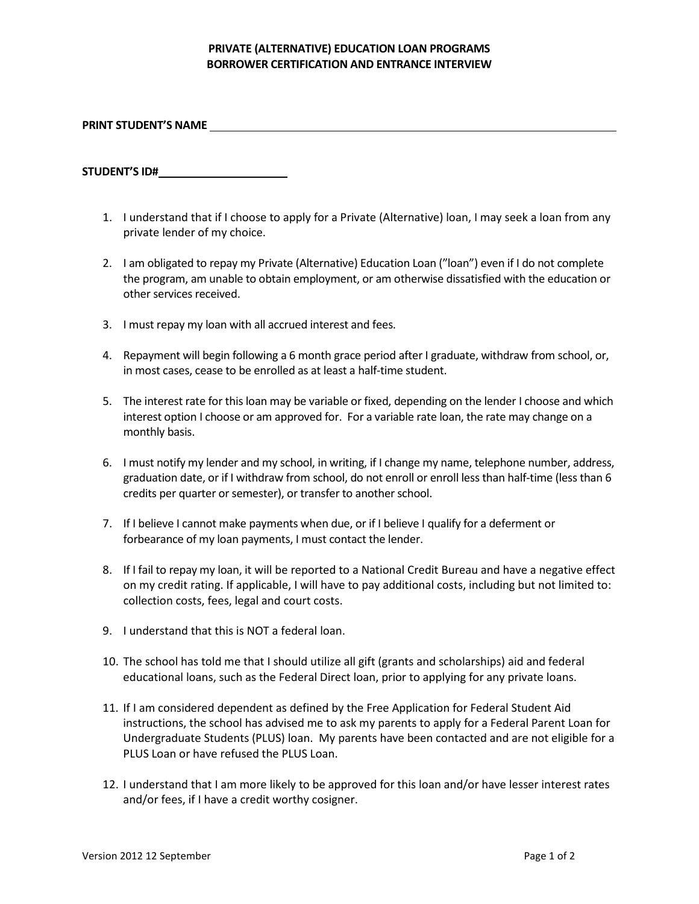# PRIVATE (ALTERNATIVE) EDUCATION LOAN PROGRAMS
# BORROWER CERTIFICATION AND ENTRANCE INTERVIEW

**PRINT STUDENT'S NAME** ____________________________________________

**STUDENT'S ID#** ____________________

1. I understand that if I choose to apply for a Private (Alternative) loan, I may seek a loan from any private lender of my choice.

2. I am obligated to repay my Private (Alternative) Education Loan ("loan") even if I do not complete the program, am unable to obtain employment, or am otherwise dissatisfied with the education or other services received.

3. I must repay my loan with all accrued interest and fees.

4. Repayment will begin following a 6 month grace period after I graduate, withdraw from school, or, in most cases, cease to be enrolled as at least a half-time student.

5. The interest rate for this loan may be variable or fixed, depending on the lender I choose and which interest option I choose or am approved for. For a variable rate loan, the rate may change on a monthly basis.

6. I must notify my lender and my school, in writing, if I change my name, telephone number, address, graduation date, or if I withdraw from school, do not enroll or enroll less than half-time (less than 6 credits per quarter or semester), or transfer to another school.

7. If I believe I cannot make payments when due, or if I believe I qualify for a deferment or forbearance of my loan payments, I must contact the lender.

8. If I fail to repay my loan, it will be reported to a National Credit Bureau and have a negative effect on my credit rating. If applicable, I will have to pay additional costs, including but not limited to: collection costs, fees, legal and court costs.

9. I understand that this is NOT a federal loan.

10. The school has told me that I should utilize all gift (grants and scholarships) aid and federal educational loans, such as the Federal Direct loan, prior to applying for any private loans.

11. If I am considered dependent as defined by the Free Application for Federal Student Aid instructions, the school has advised me to ask my parents to apply for a Federal Parent Loan for Undergraduate Students (PLUS) loan. My parents have been contacted and are not eligible for a PLUS Loan or have refused the PLUS Loan.

12. I understand that I am more likely to be approved for this loan and/or have lesser interest rates and/or fees, if I have a credit worthy cosigner.

Version 2012 12 September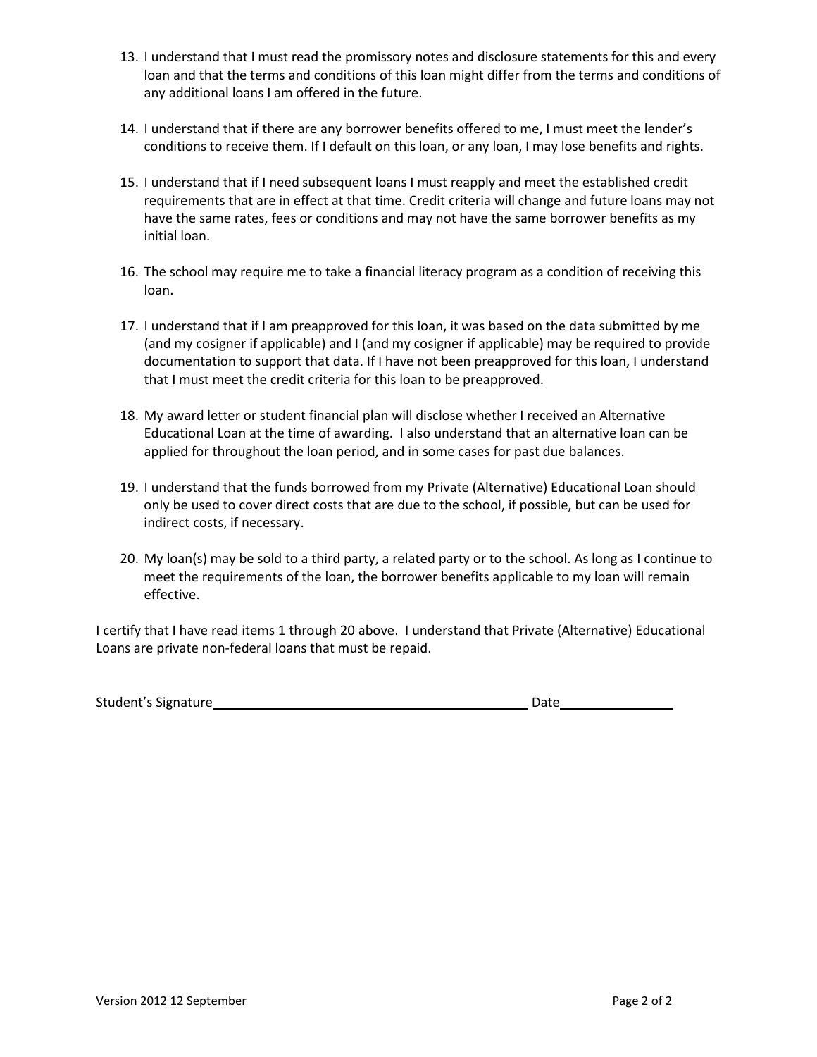13. I understand that I must read the promissory notes and disclosure statements for this and every loan and that the terms and conditions of this loan might differ from the terms and conditions of any additional loans I am offered in the future.

14. I understand that if there are any borrower benefits offered to me, I must meet the lender's conditions to receive them. If I default on this loan, or any loan, I may lose benefits and rights.

15. I understand that if I need subsequent loans I must reapply and meet the established credit requirements that are in effect at that time. Credit criteria will change and future loans may not have the same rates, fees or conditions and may not have the same borrower benefits as my initial loan.

16. The school may require me to take a financial literacy program as a condition of receiving this loan.

17. I understand that if I am preapproved for this loan, it was based on the data submitted by me (and my cosigner if applicable) and I (and my cosigner if applicable) may be required to provide documentation to support that data. If I have not been preapproved for this loan, I understand that I must meet the credit criteria for this loan to be preapproved.

18. My award letter or student financial plan will disclose whether I received an Alternative Educational Loan at the time of awarding. I also understand that an alternative loan can be applied for throughout the loan period, and in some cases for past due balances.

19. I understand that the funds borrowed from my Private (Alternative) Educational Loan should only be used to cover direct costs that are due to the school, if possible, but can be used for indirect costs, if necessary.

20. My loan(s) may be sold to a third party, a related party or to the school. As long as I continue to meet the requirements of the loan, the borrower benefits applicable to my loan will remain effective.

I certify that I have read items 1 through 20 above. I understand that Private (Alternative) Educational Loans are private non-federal loans that must be repaid.

Student's Signature_____________________________________________ Date_______________

Version 2012 12 September